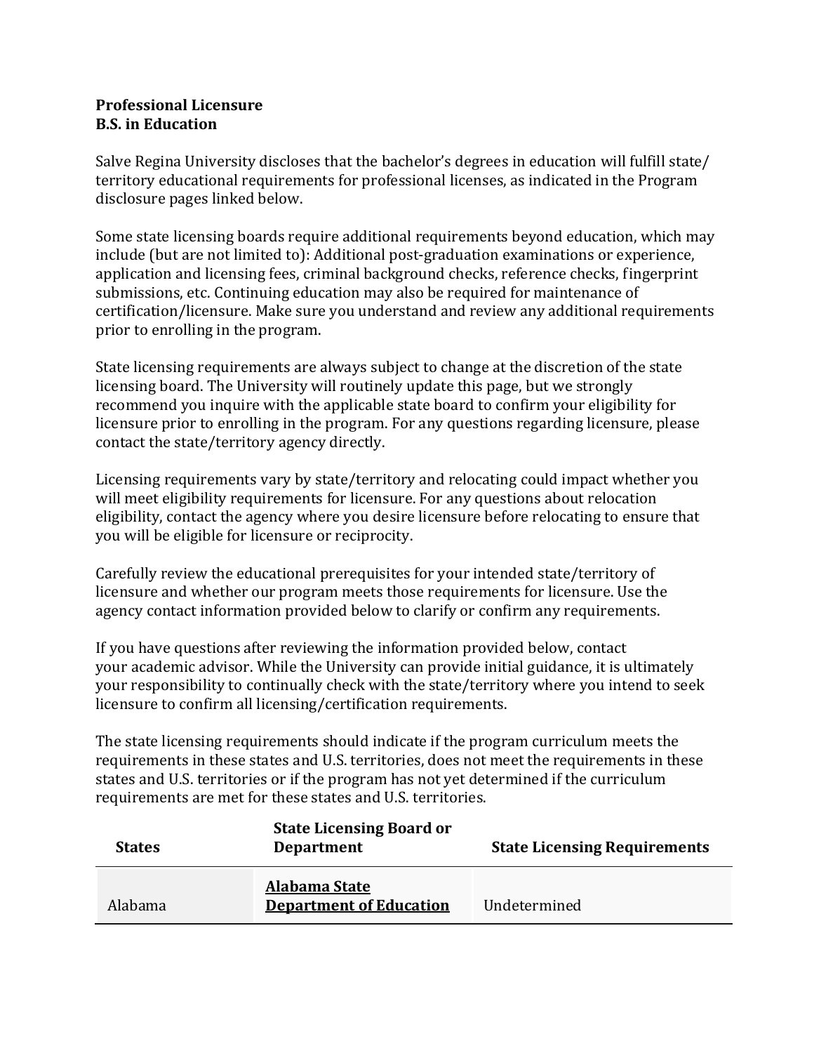**Professional Licensure**
**B.S. in Education**

Salve Regina University discloses that the bachelor's degrees in education will fulfill state/ territory educational requirements for professional licenses, as indicated in the Program disclosure pages linked below.

Some state licensing boards require additional requirements beyond education, which may include (but are not limited to): Additional post-graduation examinations or experience, application and licensing fees, criminal background checks, reference checks, fingerprint submissions, etc. Continuing education may also be required for maintenance of certification/licensure. Make sure you understand and review any additional requirements prior to enrolling in the program.

State licensing requirements are always subject to change at the discretion of the state licensing board. The University will routinely update this page, but we strongly recommend you inquire with the applicable state board to confirm your eligibility for licensure prior to enrolling in the program. For any questions regarding licensure, please contact the state/territory agency directly.

Licensing requirements vary by state/territory and relocating could impact whether you will meet eligibility requirements for licensure. For any questions about relocation eligibility, contact the agency where you desire licensure before relocating to ensure that you will be eligible for licensure or reciprocity.

Carefully review the educational prerequisites for your intended state/territory of licensure and whether our program meets those requirements for licensure. Use the agency contact information provided below to clarify or confirm any requirements.

If you have questions after reviewing the information provided below, contact your academic advisor. While the University can provide initial guidance, it is ultimately your responsibility to continually check with the state/territory where you intend to seek licensure to confirm all licensing/certification requirements.

The state licensing requirements should indicate if the program curriculum meets the requirements in these states and U.S. territories, does not meet the requirements in these states and U.S. territories or if the program has not yet determined if the curriculum requirements are met for these states and U.S. territories.

| States | State Licensing Board or Department | State Licensing Requirements |
|---|---|---|
| Alabama | **Alabama State Department of Education** | Undetermined |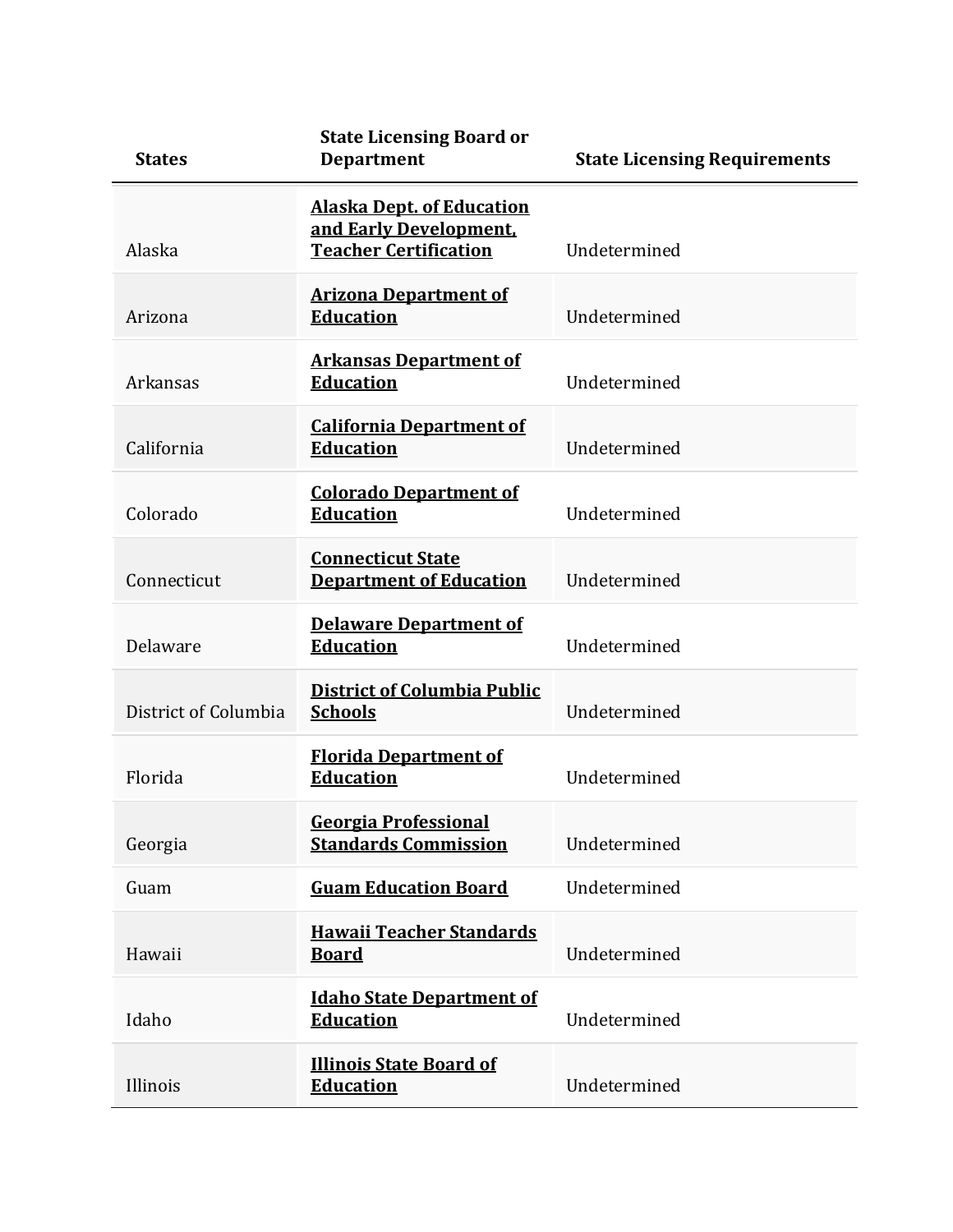| States | State Licensing Board or Department | State Licensing Requirements |
|---|---|---|
| Alaska | **Alaska Dept. of Education and Early Development, Teacher Certification** | Undetermined |
| Arizona | **Arizona Department of Education** | Undetermined |
| Arkansas | **Arkansas Department of Education** | Undetermined |
| California | **California Department of Education** | Undetermined |
| Colorado | **Colorado Department of Education** | Undetermined |
| Connecticut | **Connecticut State Department of Education** | Undetermined |
| Delaware | **Delaware Department of Education** | Undetermined |
| District of Columbia | **District of Columbia Public Schools** | Undetermined |
| Florida | **Florida Department of Education** | Undetermined |
| Georgia | **Georgia Professional Standards Commission** | Undetermined |
| Guam | **Guam Education Board** | Undetermined |
| Hawaii | **Hawaii Teacher Standards Board** | Undetermined |
| Idaho | **Idaho State Department of Education** | Undetermined |
| Illinois | **Illinois State Board of Education** | Undetermined |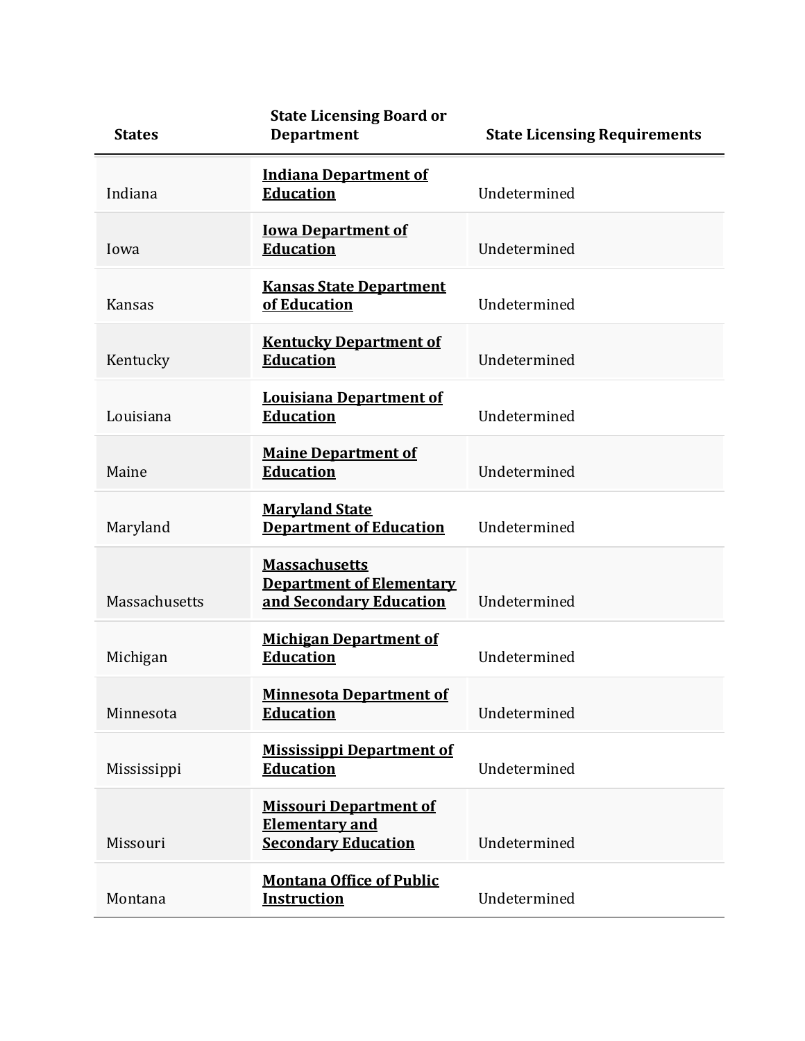| States | State Licensing Board or Department | State Licensing Requirements |
| --- | --- | --- |
| Indiana | **Indiana Department of Education** | Undetermined |
| Iowa | **Iowa Department of Education** | Undetermined |
| Kansas | **Kansas State Department of Education** | Undetermined |
| Kentucky | **Kentucky Department of Education** | Undetermined |
| Louisiana | **Louisiana Department of Education** | Undetermined |
| Maine | **Maine Department of Education** | Undetermined |
| Maryland | **Maryland State Department of Education** | Undetermined |
| Massachusetts | **Massachusetts Department of Elementary and Secondary Education** | Undetermined |
| Michigan | **Michigan Department of Education** | Undetermined |
| Minnesota | **Minnesota Department of Education** | Undetermined |
| Mississippi | **Mississippi Department of Education** | Undetermined |
| Missouri | **Missouri Department of Elementary and Secondary Education** | Undetermined |
| Montana | **Montana Office of Public Instruction** | Undetermined |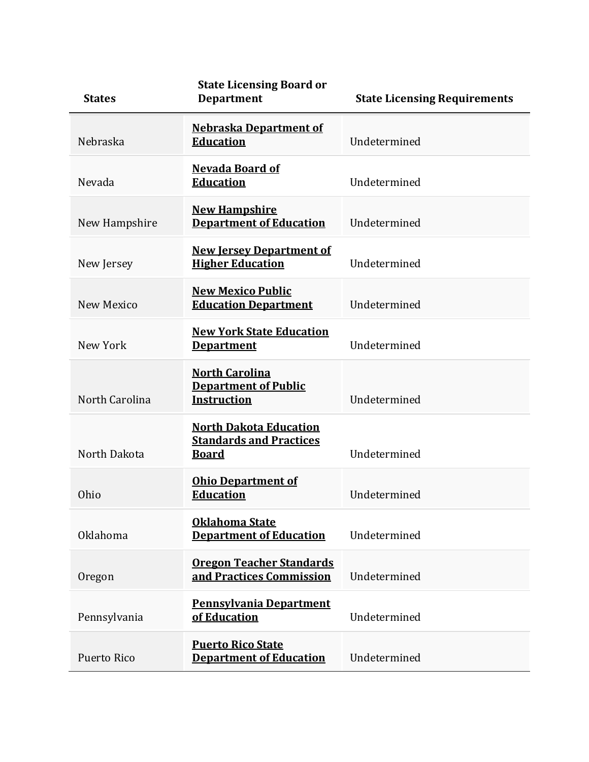| States | State Licensing Board or Department | State Licensing Requirements |
| --- | --- | --- |
| Nebraska | **Nebraska Department of Education** | Undetermined |
| Nevada | **Nevada Board of Education** | Undetermined |
| New Hampshire | **New Hampshire Department of Education** | Undetermined |
| New Jersey | **New Jersey Department of Higher Education** | Undetermined |
| New Mexico | **New Mexico Public Education Department** | Undetermined |
| New York | **New York State Education Department** | Undetermined |
| North Carolina | **North Carolina Department of Public Instruction** | Undetermined |
| North Dakota | **North Dakota Education Standards and Practices Board** | Undetermined |
| Ohio | **Ohio Department of Education** | Undetermined |
| Oklahoma | **Oklahoma State Department of Education** | Undetermined |
| Oregon | **Oregon Teacher Standards and Practices Commission** | Undetermined |
| Pennsylvania | **Pennsylvania Department of Education** | Undetermined |
| Puerto Rico | **Puerto Rico State Department of Education** | Undetermined |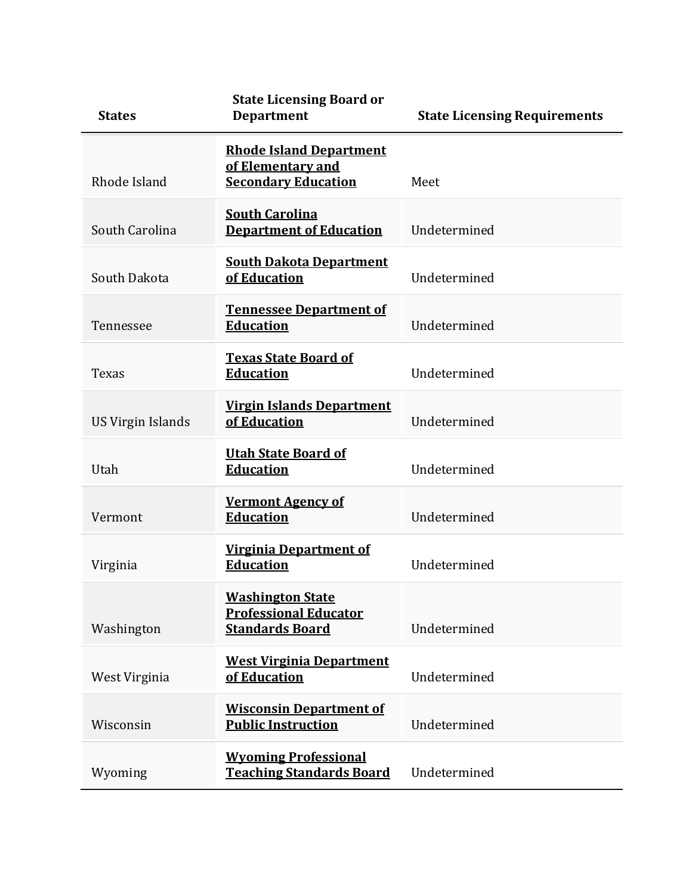| States | State Licensing Board or Department | State Licensing Requirements |
|---|---|---|
| Rhode Island | **Rhode Island Department of Elementary and Secondary Education** | Meet |
| South Carolina | **South Carolina Department of Education** | Undetermined |
| South Dakota | **South Dakota Department of Education** | Undetermined |
| Tennessee | **Tennessee Department of Education** | Undetermined |
| Texas | **Texas State Board of Education** | Undetermined |
| US Virgin Islands | **Virgin Islands Department of Education** | Undetermined |
| Utah | **Utah State Board of Education** | Undetermined |
| Vermont | **Vermont Agency of Education** | Undetermined |
| Virginia | **Virginia Department of Education** | Undetermined |
| Washington | **Washington State Professional Educator Standards Board** | Undetermined |
| West Virginia | **West Virginia Department of Education** | Undetermined |
| Wisconsin | **Wisconsin Department of Public Instruction** | Undetermined |
| Wyoming | **Wyoming Professional Teaching Standards Board** | Undetermined |